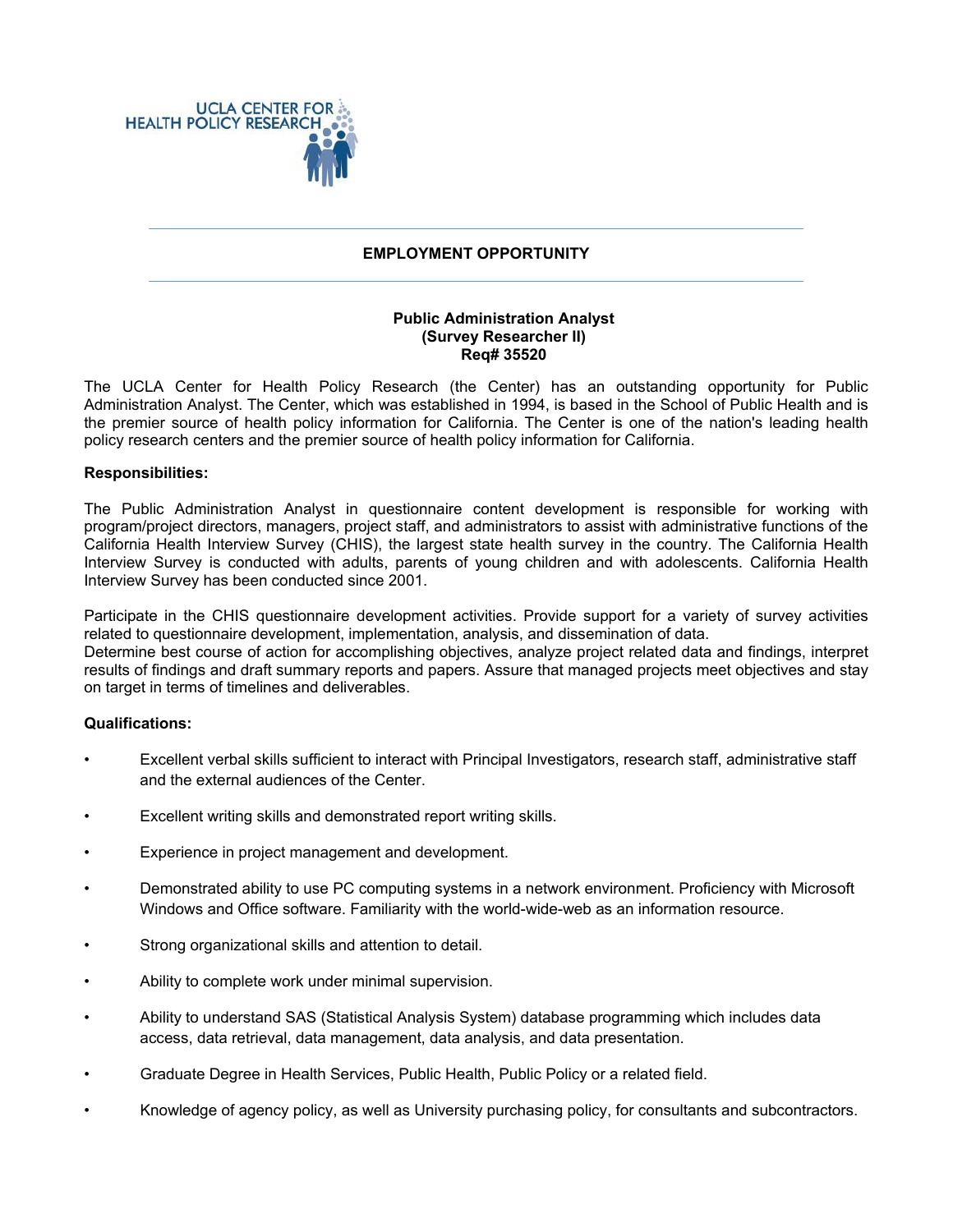UCLA CENTER FOR HEALTH POLICY RESEARCH

# EMPLOYMENT OPPORTUNITY

## Public Administration Analyst (Survey Researcher II) Req# 35520

The UCLA Center for Health Policy Research (the Center) has an outstanding opportunity for Public Administration Analyst. The Center, which was established in 1994, is based in the School of Public Health and is the premier source of health policy information for California. The Center is one of the nation's leading health policy research centers and the premier source of health policy information for California.

**Responsibilities:**

The Public Administration Analyst in questionnaire content development is responsible for working with program/project directors, managers, project staff, and administrators to assist with administrative functions of the California Health Interview Survey (CHIS), the largest state health survey in the country. The California Health Interview Survey is conducted with adults, parents of young children and with adolescents. California Health Interview Survey has been conducted since 2001.

Participate in the CHIS questionnaire development activities. Provide support for a variety of survey activities related to questionnaire development, implementation, analysis, and dissemination of data.
Determine best course of action for accomplishing objectives, analyze project related data and findings, interpret results of findings and draft summary reports and papers. Assure that managed projects meet objectives and stay on target in terms of timelines and deliverables.

**Qualifications:**

- Excellent verbal skills sufficient to interact with Principal Investigators, research staff, administrative staff and the external audiences of the Center.
- Excellent writing skills and demonstrated report writing skills.
- Experience in project management and development.
- Demonstrated ability to use PC computing systems in a network environment. Proficiency with Microsoft Windows and Office software. Familiarity with the world-wide-web as an information resource.
- Strong organizational skills and attention to detail.
- Ability to complete work under minimal supervision.
- Ability to understand SAS (Statistical Analysis System) database programming which includes data access, data retrieval, data management, data analysis, and data presentation.
- Graduate Degree in Health Services, Public Health, Public Policy or a related field.
- Knowledge of agency policy, as well as University purchasing policy, for consultants and subcontractors.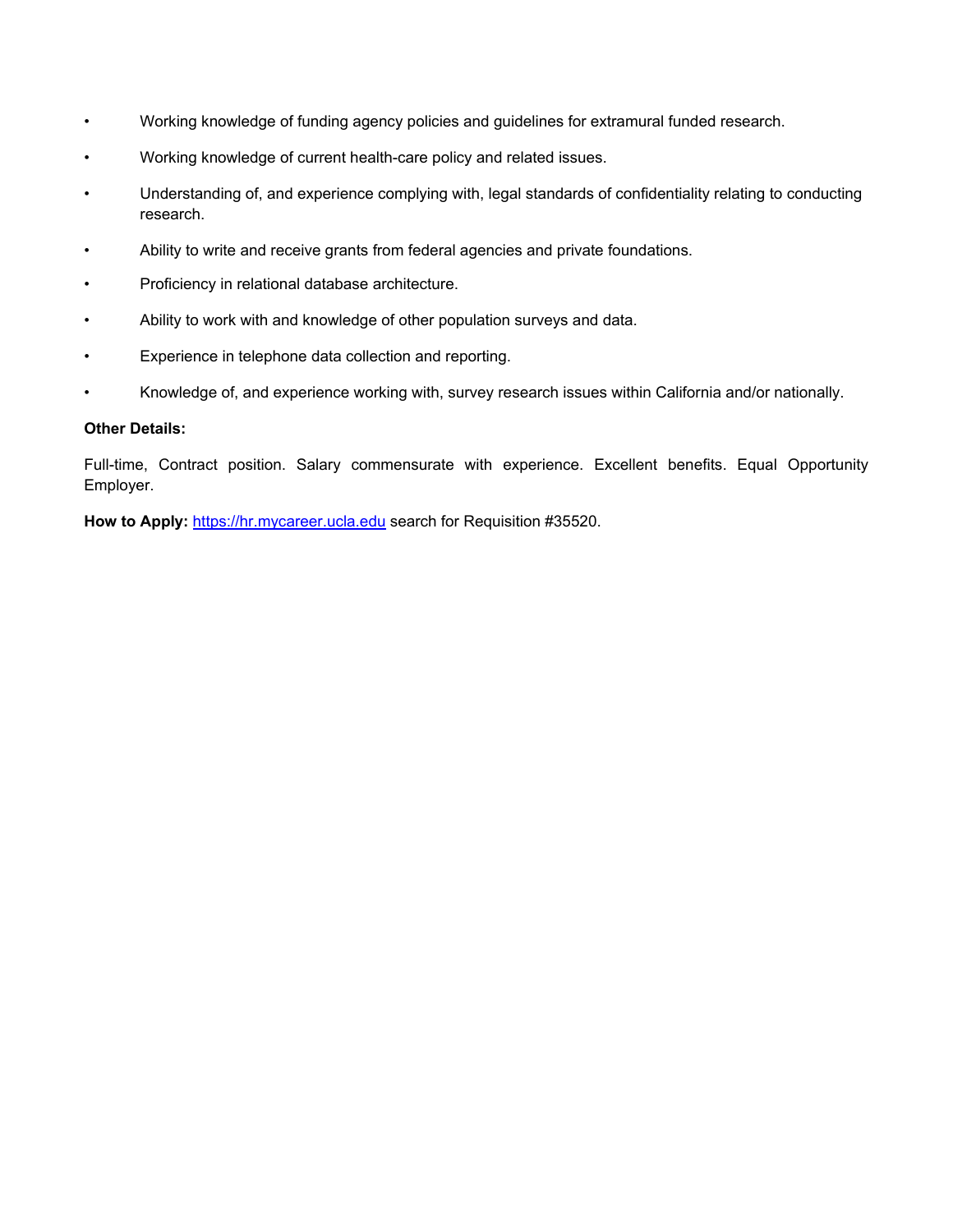- Working knowledge of funding agency policies and guidelines for extramural funded research.
- Working knowledge of current health-care policy and related issues.
- Understanding of, and experience complying with, legal standards of confidentiality relating to conducting research.
- Ability to write and receive grants from federal agencies and private foundations.
- Proficiency in relational database architecture.
- Ability to work with and knowledge of other population surveys and data.
- Experience in telephone data collection and reporting.
- Knowledge of, and experience working with, survey research issues within California and/or nationally.

**Other Details:**

Full-time, Contract position. Salary commensurate with experience. Excellent benefits. Equal Opportunity Employer.

**How to Apply:** [https://hr.mycareer.ucla.edu](https://hr.mycareer.ucla.edu) search for Requisition #35520.